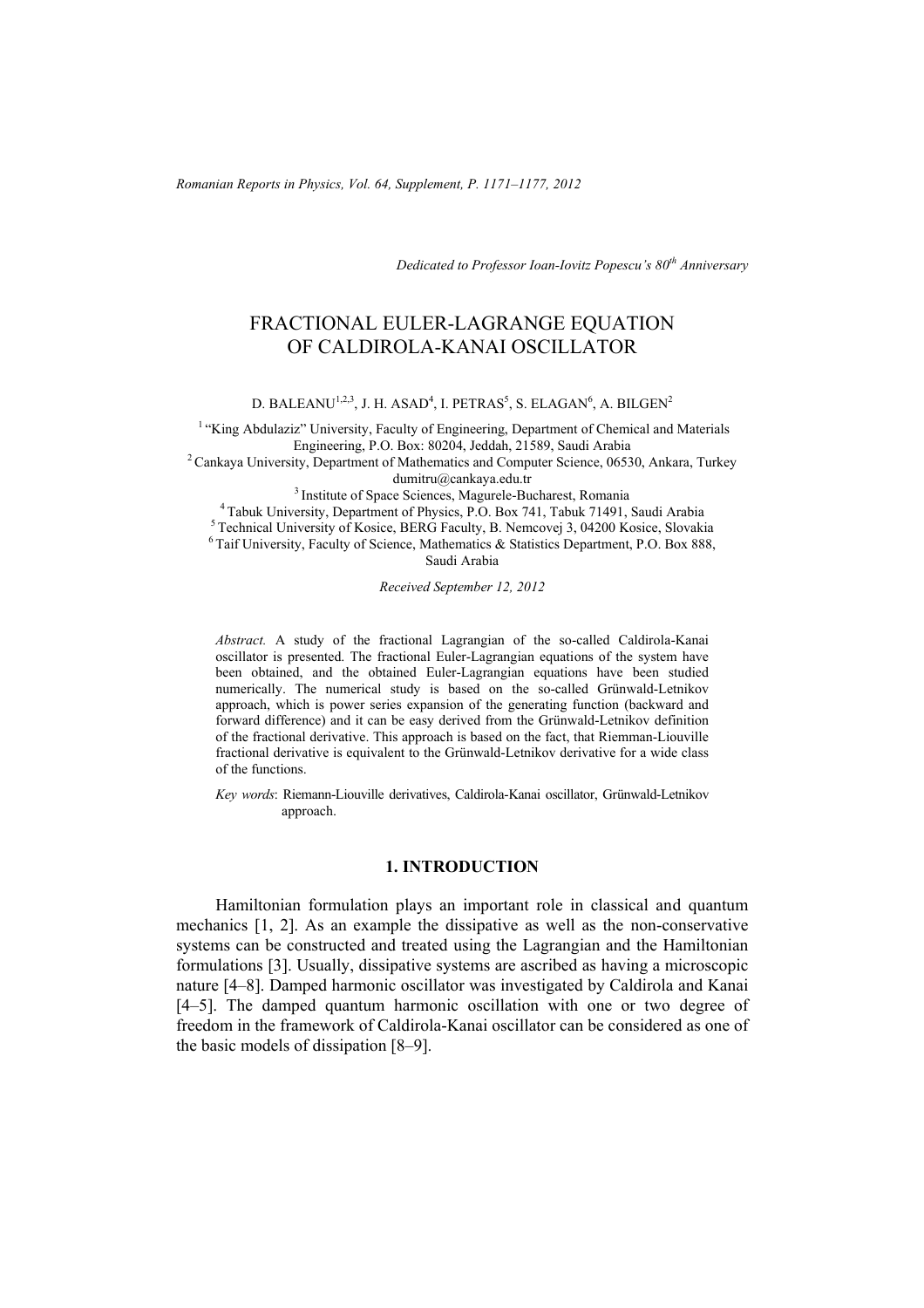*Dedicated to Professor Ioan-Iovitz Popescu's 80th Anniversary*

# FRACTIONAL EULER-LAGRANGE EQUATION OF CALDIROLA-KANAI OSCILLATOR

D. BALEANU[1,2,3], J. H. ASAD[4], I. PETRAS[5], S. ELAGAN[6], A. BILGEN[2]

[1] "King Abdulaziz" University, Faculty of Engineering, Department of Chemical and Materials Engineering, P.O. Box: 80204, Jeddah, 21589, Saudi Arabia

[2] Cankaya University, Department of Mathematics and Computer Science, 06530, Ankara, Turkey dumitru@cankaya.edu.tr

[3] Institute of Space Sciences, Magurele-Bucharest, Romania

[4] Tabuk University, Department of Physics, P.O. Box 741, Tabuk 71491, Saudi Arabia

[5] Technical University of Kosice, BERG Faculty, B. Nemcovej 3, 04200 Kosice, Slovakia

[6] Taif University, Faculty of Science, Mathematics & Statistics Department, P.O. Box 888, Saudi Arabia

*Received September 12, 2012*

*Abstract.* A study of the fractional Lagrangian of the so-called Caldirola-Kanai oscillator is presented. The fractional Euler-Lagrangian equations of the system have been obtained, and the obtained Euler-Lagrangian equations have been studied numerically. The numerical study is based on the so-called Grünwald-Letnikov approach, which is power series expansion of the generating function (backward and forward difference) and it can be easy derived from the Grünwald-Letnikov definition of the fractional derivative. This approach is based on the fact, that Riemman-Liouville fractional derivative is equivalent to the Grünwald-Letnikov derivative for a wide class of the functions.

*Key words*: Riemann-Liouville derivatives, Caldirola-Kanai oscillator, Grünwald-Letnikov approach.

## 1. INTRODUCTION

Hamiltonian formulation plays an important role in classical and quantum mechanics [1, 2]. As an example the dissipative as well as the non-conservative systems can be constructed and treated using the Lagrangian and the Hamiltonian formulations [3]. Usually, dissipative systems are ascribed as having a microscopic nature [4–8]. Damped harmonic oscillator was investigated by Caldirola and Kanai [4–5]. The damped quantum harmonic oscillation with one or two degree of freedom in the framework of Caldirola-Kanai oscillator can be considered as one of the basic models of dissipation [8–9].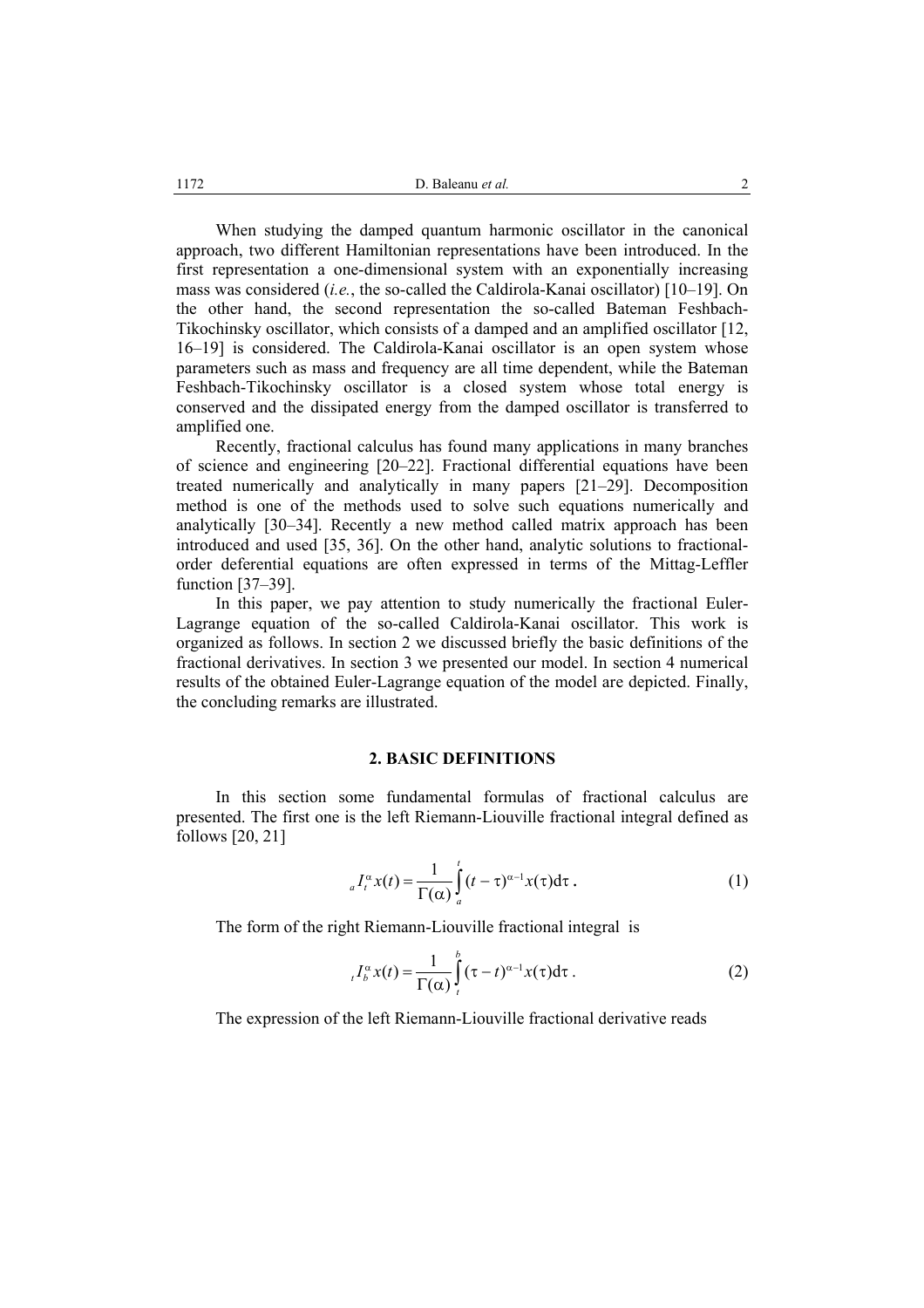When studying the damped quantum harmonic oscillator in the canonical approach, two different Hamiltonian representations have been introduced. In the first representation a one-dimensional system with an exponentially increasing mass was considered (*i.e.*, the so-called the Caldirola-Kanai oscillator) [10–19]. On the other hand, the second representation the so-called Bateman Feshbach-Tikochinsky oscillator, which consists of a damped and an amplified oscillator [12, 16–19] is considered. The Caldirola-Kanai oscillator is an open system whose parameters such as mass and frequency are all time dependent, while the Bateman Feshbach-Tikochinsky oscillator is a closed system whose total energy is conserved and the dissipated energy from the damped oscillator is transferred to amplified one.

Recently, fractional calculus has found many applications in many branches of science and engineering [20–22]. Fractional differential equations have been treated numerically and analytically in many papers [21–29]. Decomposition method is one of the methods used to solve such equations numerically and analytically [30–34]. Recently a new method called matrix approach has been introduced and used [35, 36]. On the other hand, analytic solutions to fractional-order deferential equations are often expressed in terms of the Mittag-Leffler function [37–39].

In this paper, we pay attention to study numerically the fractional Euler-Lagrange equation of the so-called Caldirola-Kanai oscillator. This work is organized as follows. In section 2 we discussed briefly the basic definitions of the fractional derivatives. In section 3 we presented our model. In section 4 numerical results of the obtained Euler-Lagrange equation of the model are depicted. Finally, the concluding remarks are illustrated.

## 2. BASIC DEFINITIONS

In this section some fundamental formulas of fractional calculus are presented. The first one is the left Riemann-Liouville fractional integral defined as follows [20, 21]

$$ {}_aI_t^{\alpha} x(t) = \frac{1}{\Gamma(\alpha)} \int_a^t (t-\tau)^{\alpha-1} x(\tau)\mathrm{d}\tau \,. \tag{1}$$

The form of the right Riemann-Liouville fractional integral is

$$ {}_tI_b^{\alpha} x(t) = \frac{1}{\Gamma(\alpha)} \int_t^b (\tau-t)^{\alpha-1} x(\tau)\mathrm{d}\tau \,. \tag{2}$$

The expression of the left Riemann-Liouville fractional derivative reads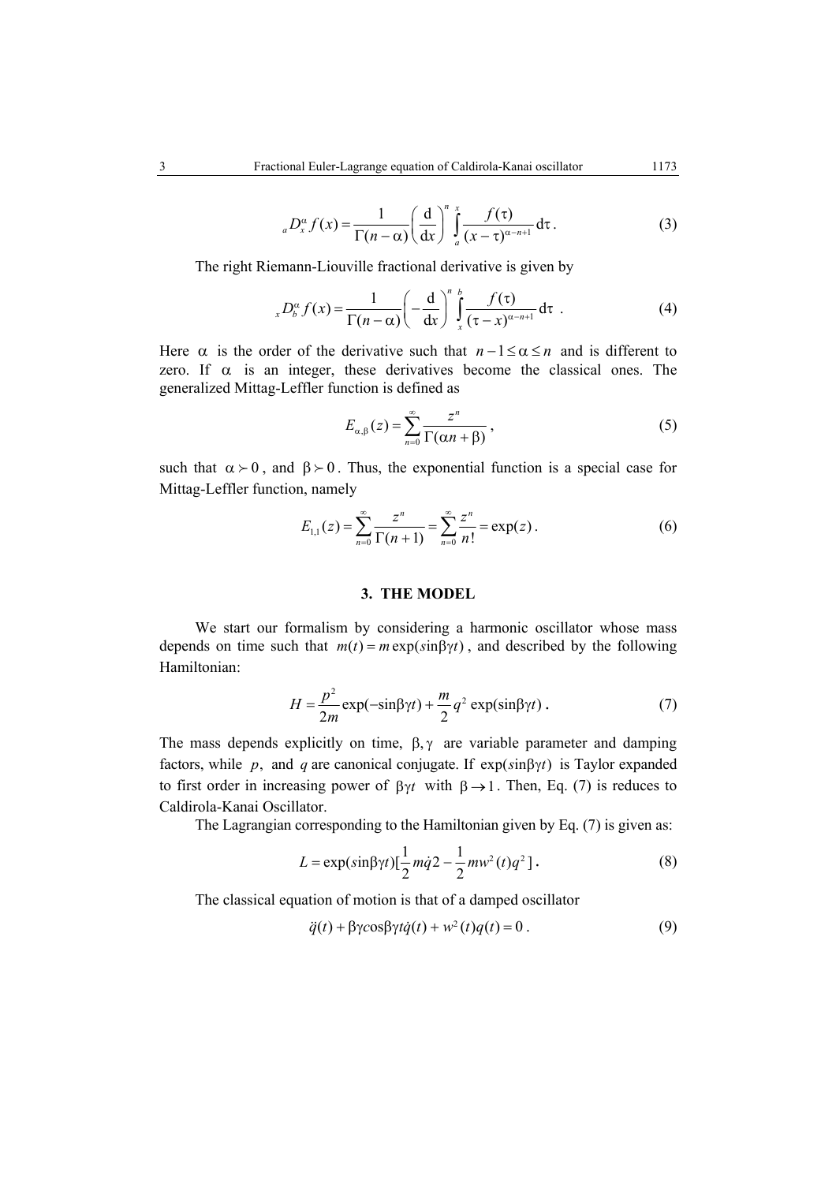$$
{}_{a}D_{x}^{\alpha} f(x) = \frac{1}{\Gamma(n-\alpha)} \left( \frac{\mathrm{d}}{\mathrm{d}x} \right)^{n} \int_{a}^{x} \frac{f(\tau)}{(x-\tau)^{\alpha-n+1}} \mathrm{d}\tau . \tag{3}
$$

The right Riemann-Liouville fractional derivative is given by

$$
{}_{x}D_{b}^{\alpha} f(x) = \frac{1}{\Gamma(n-\alpha)} \left( -\frac{\mathrm{d}}{\mathrm{d}x} \right)^{n} \int_{x}^{b} \frac{f(\tau)}{(\tau-x)^{\alpha-n+1}} \mathrm{d}\tau . \tag{4}
$$

Here $\alpha$ is the order of the derivative such that $n-1 \le \alpha \le n$ and is different to zero. If $\alpha$ is an integer, these derivatives become the classical ones. The generalized Mittag-Leffler function is defined as

$$
E_{\alpha,\beta}(z) = \sum_{n=0}^{\infty} \frac{z^{n}}{\Gamma(\alpha n + \beta)} , \tag{5}
$$

such that $\alpha \succ 0$, and $\beta \succ 0$. Thus, the exponential function is a special case for Mittag-Leffler function, namely

$$
E_{1,1}(z) = \sum_{n=0}^{\infty} \frac{z^{n}}{\Gamma(n+1)} = \sum_{n=0}^{\infty} \frac{z^{n}}{n!} = \exp(z) . \tag{6}
$$

## 3. THE MODEL

We start our formalism by considering a harmonic oscillator whose mass depends on time such that $m(t) = m\exp(s\mathrm{in}\beta\gamma t)$, and described by the following Hamiltonian:

$$
H = \frac{p^{2}}{2m} \exp(-\sin\beta\gamma t) + \frac{m}{2} q^{2} \exp(\sin\beta\gamma t) . \tag{7}
$$

The mass depends explicitly on time, $\beta, \gamma$ are variable parameter and damping factors, while $p$, and $q$ are canonical conjugate. If $\exp(s\mathrm{in}\beta\gamma t)$ is Taylor expanded to first order in increasing power of $\beta\gamma t$ with $\beta \to 1$. Then, Eq. (7) is reduces to Caldirola-Kanai Oscillator.

The Lagrangian corresponding to the Hamiltonian given by Eq. (7) is given as:

$$
L = \exp(s\mathrm{in}\beta\gamma t)[\frac{1}{2} m\dot{q}2 - \frac{1}{2} mw^{2}(t)q^{2}] . \tag{8}
$$

The classical equation of motion is that of a damped oscillator

$$
\ddot{q}(t) + \beta\gamma\cos\beta\gamma t\dot{q}(t) + w^{2}(t)q(t) = 0 . \tag{9}
$$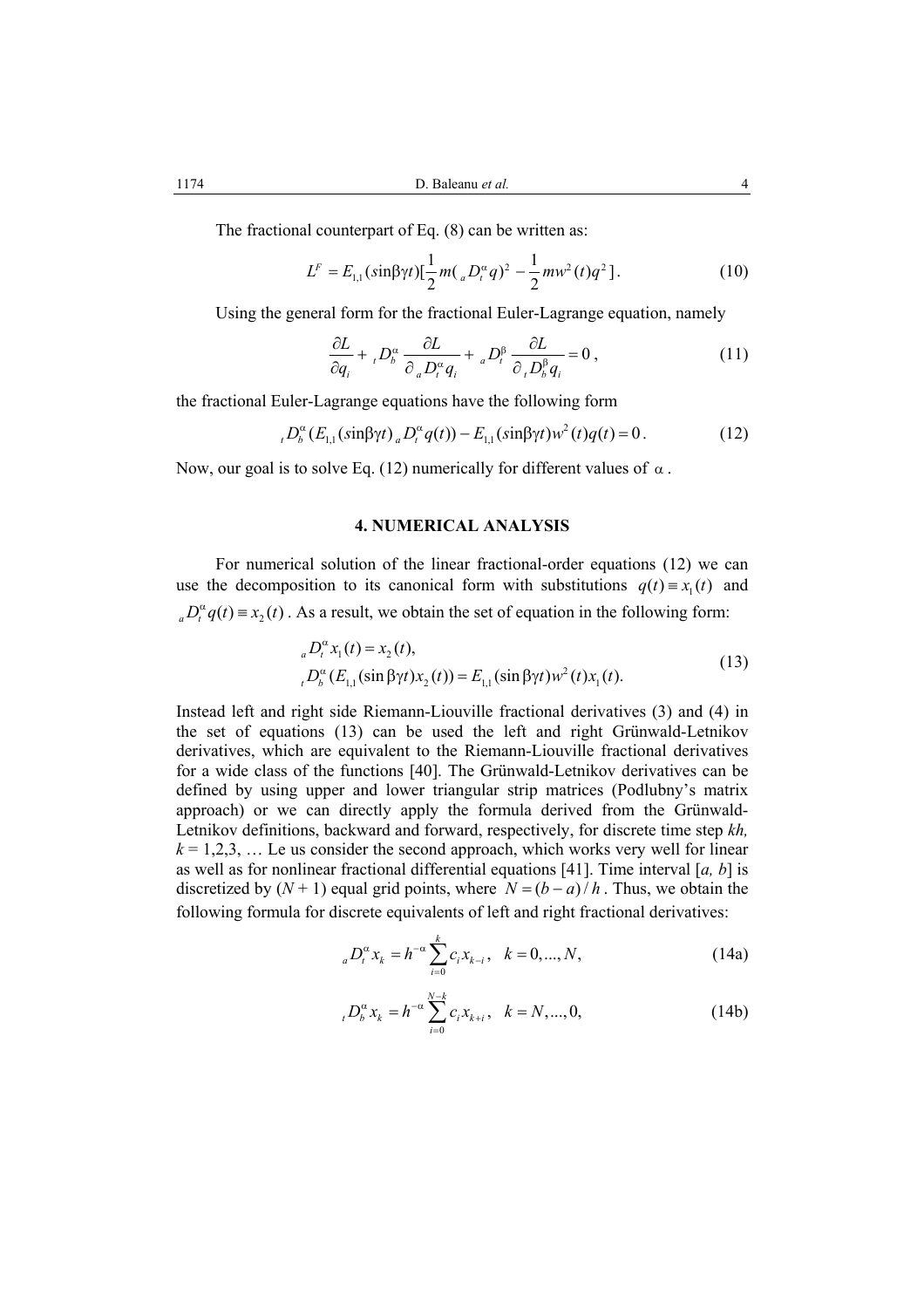The fractional counterpart of Eq. (8) can be written as:

$$L^F = E_{1,1}(s\text{in}\beta\gamma t)[\frac{1}{2}m({}_aD_t^\alpha q)^2 - \frac{1}{2}mw^2(t)q^2]. \tag{10}$$

Using the general form for the fractional Euler-Lagrange equation, namely

$$\frac{\partial L}{\partial q_i} + {}_tD_b^\alpha \frac{\partial L}{\partial\, {}_aD_t^\alpha q_i} + {}_aD_t^\beta \frac{\partial L}{\partial\, {}_tD_b^\beta q_i} = 0\,, \tag{11}$$

the fractional Euler-Lagrange equations have the following form

$${}_tD_b^\alpha (E_{1,1}(\sin\beta\gamma t)\,{}_aD_t^\alpha q(t)) - E_{1,1}(\sin\beta\gamma t)w^2(t)q(t) = 0\,. \tag{12}$$

Now, our goal is to solve Eq. (12) numerically for different values of $\alpha$.

## 4. NUMERICAL ANALYSIS

For numerical solution of the linear fractional-order equations (12) we can use the decomposition to its canonical form with substitutions $q(t) \equiv x_1(t)$ and ${}_aD_t^\alpha q(t) \equiv x_2(t)$. As a result, we obtain the set of equation in the following form:

$$\begin{aligned} &{}_aD_t^\alpha x_1(t) = x_2(t), \\ &{}_tD_b^\alpha (E_{1,1}(\sin\beta\gamma t)x_2(t)) = E_{1,1}(\sin\beta\gamma t)w^2(t)x_1(t). \end{aligned} \tag{13}$$

Instead left and right side Riemann-Liouville fractional derivatives (3) and (4) in the set of equations (13) can be used the left and right Grünwald-Letnikov derivatives, which are equivalent to the Riemann-Liouville fractional derivatives for a wide class of the functions [40]. The Grünwald-Letnikov derivatives can be defined by using upper and lower triangular strip matrices (Podlubny's matrix approach) or we can directly apply the formula derived from the Grünwald-Letnikov definitions, backward and forward, respectively, for discrete time step *kh*, *k* = 1,2,3, … Le us consider the second approach, which works very well for linear as well as for nonlinear fractional differential equations [41]. Time interval [*a, b*] is discretized by $(N + 1)$ equal grid points, where $N = (b - a)/h$. Thus, we obtain the following formula for discrete equivalents of left and right fractional derivatives:

$${}_aD_t^\alpha x_k = h^{-\alpha} \sum_{i=0}^{k} c_i x_{k-i}\,, \quad k = 0, ..., N, \tag{14a}$$

$${}_tD_b^\alpha x_k = h^{-\alpha} \sum_{i=0}^{N-k} c_i x_{k+i}\,, \quad k = N, ..., 0, \tag{14b}$$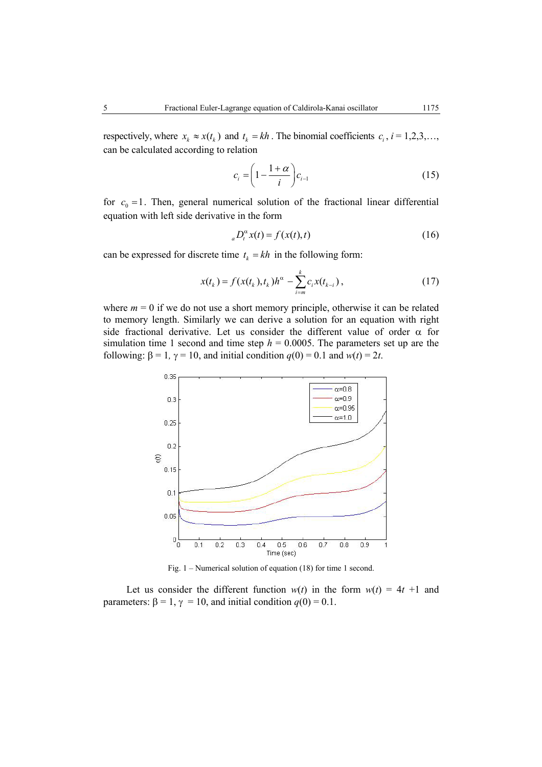respectively, where $x_k \approx x(t_k)$ and $t_k = kh$. The binomial coefficients $c_i$, $i = 1,2,3,\ldots$, can be calculated according to relation

$$c_i = \left(1 - \frac{1+\alpha}{i}\right) c_{i-1} \tag{15}$$

for $c_0 = 1$. Then, general numerical solution of the fractional linear differential equation with left side derivative in the form

$${}_a D_t^{\alpha} x(t) = f(x(t), t) \tag{16}$$

can be expressed for discrete time $t_k = kh$ in the following form:

$$x(t_k) = f(x(t_k), t_k) h^{\alpha} - \sum_{i=m}^{k} c_i x(t_{k-i}), \tag{17}$$

where $m = 0$ if we do not use a short memory principle, otherwise it can be related to memory length. Similarly we can derive a solution for an equation with right side fractional derivative. Let us consider the different value of order $\alpha$ for simulation time 1 second and time step $h = 0.0005$. The parameters set up are the following: $\beta = 1$, $\gamma = 10$, and initial condition $q(0) = 0.1$ and $w(t) = 2t$.

Fig. 1 – Numerical solution of equation (18) for time 1 second.

Let us consider the different function $w(t)$ in the form $w(t) = 4t + 1$ and parameters: $\beta = 1$, $\gamma = 10$, and initial condition $q(0) = 0.1$.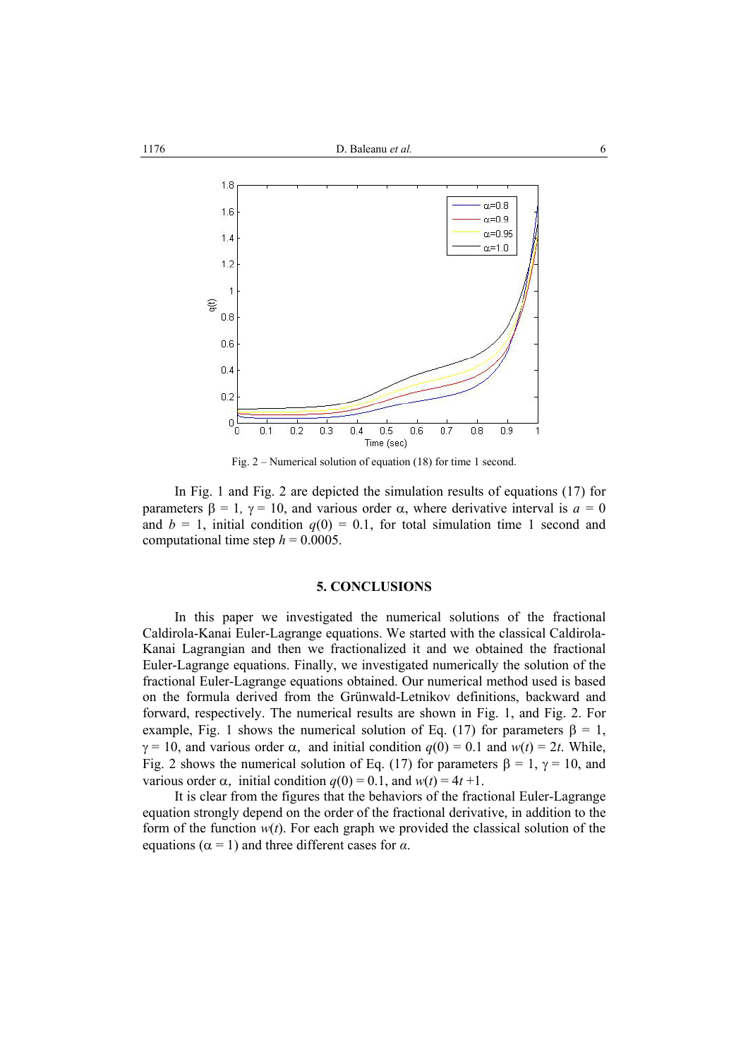Fig. 2 – Numerical solution of equation (18) for time 1 second.

In Fig. 1 and Fig. 2 are depicted the simulation results of equations (17) for parameters $\beta = 1$, $\gamma = 10$, and various order $\alpha$, where derivative interval is $a = 0$ and $b = 1$, initial condition $q(0) = 0.1$, for total simulation time 1 second and computational time step $h = 0.0005$.

## 5. CONCLUSIONS

In this paper we investigated the numerical solutions of the fractional Caldirola-Kanai Euler-Lagrange equations. We started with the classical Caldirola-Kanai Lagrangian and then we fractionalized it and we obtained the fractional Euler-Lagrange equations. Finally, we investigated numerically the solution of the fractional Euler-Lagrange equations obtained. Our numerical method used is based on the formula derived from the Grünwald-Letnikov definitions, backward and forward, respectively. The numerical results are shown in Fig. 1, and Fig. 2. For example, Fig. 1 shows the numerical solution of Eq. (17) for parameters $\beta = 1$, $\gamma = 10$, and various order $\alpha$, and initial condition $q(0) = 0.1$ and $w(t) = 2t$. While, Fig. 2 shows the numerical solution of Eq. (17) for parameters $\beta = 1$, $\gamma = 10$, and various order $\alpha$, initial condition $q(0) = 0.1$, and $w(t) = 4t + 1$.

It is clear from the figures that the behaviors of the fractional Euler-Lagrange equation strongly depend on the order of the fractional derivative, in addition to the form of the function $w(t)$. For each graph we provided the classical solution of the equations ($\alpha = 1$) and three different cases for $\alpha$.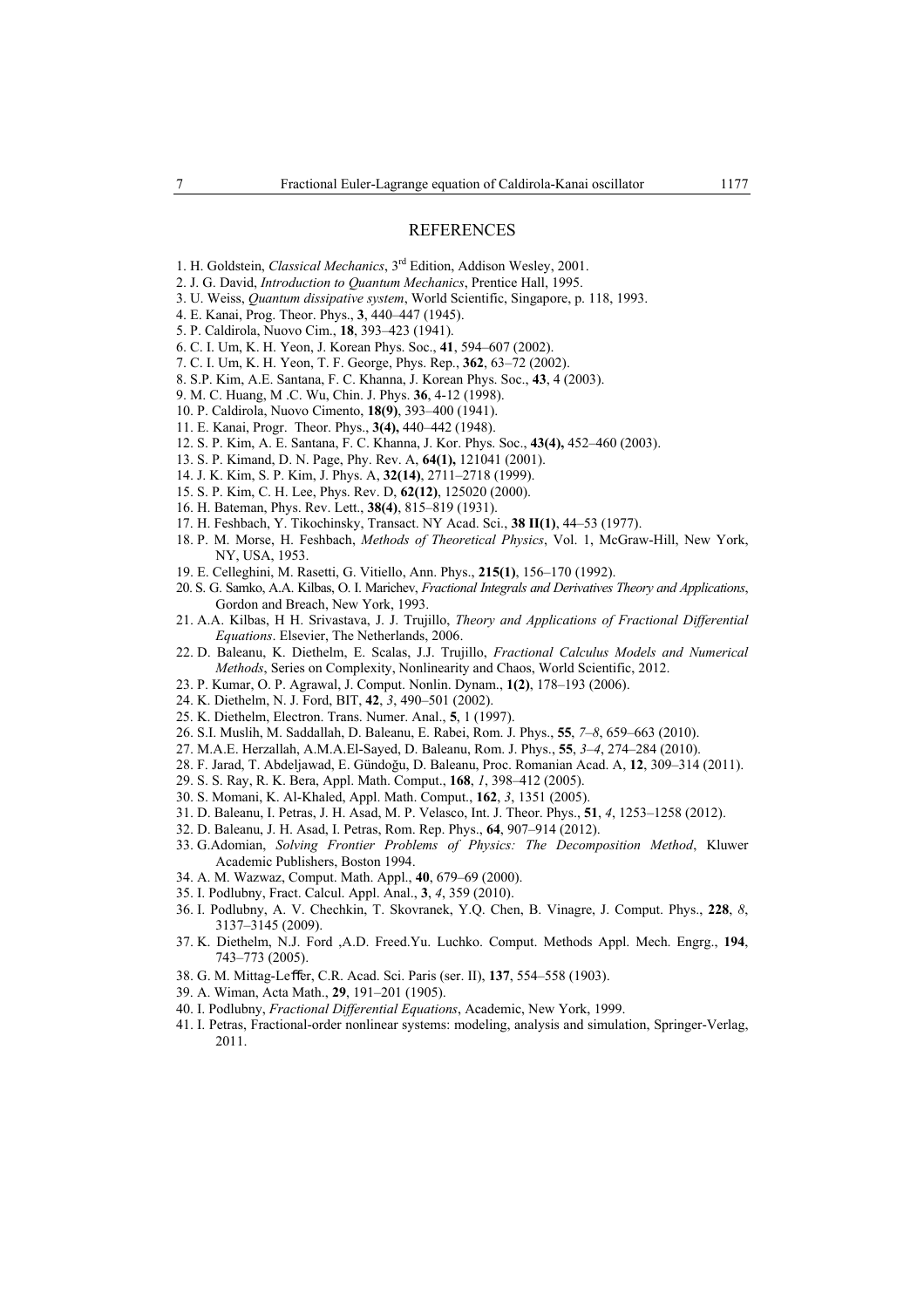# REFERENCES

1. H. Goldstein, *Classical Mechanics*, 3rd Edition, Addison Wesley, 2001.
2. J. G. David, *Introduction to Quantum Mechanics*, Prentice Hall, 1995.
3. U. Weiss, *Quantum dissipative system*, World Scientific, Singapore, p. 118, 1993.
4. E. Kanai, Prog. Theor. Phys., **3**, 440–447 (1945).
5. P. Caldirola, Nuovo Cim., **18**, 393–423 (1941).
6. C. I. Um, K. H. Yeon, J. Korean Phys. Soc., **41**, 594–607 (2002).
7. C. I. Um, K. H. Yeon, T. F. George, Phys. Rep., **362**, 63–72 (2002).
8. S.P. Kim, A.E. Santana, F. C. Khanna, J. Korean Phys. Soc., **43**, 4 (2003).
9. M. C. Huang, M .C. Wu, Chin. J. Phys. **36**, 4-12 (1998).
10. P. Caldirola, Nuovo Cimento, **18(9)**, 393–400 (1941).
11. E. Kanai, Progr. Theor. Phys., **3(4),** 440–442 (1948).
12. S. P. Kim, A. E. Santana, F. C. Khanna, J. Kor. Phys. Soc., **43(4),** 452–460 (2003).
13. S. P. Kimand, D. N. Page, Phy. Rev. A, **64(1),** 121041 (2001).
14. J. K. Kim, S. P. Kim, J. Phys. A, **32(14)**, 2711–2718 (1999).
15. S. P. Kim, C. H. Lee, Phys. Rev. D, **62(12)**, 125020 (2000).
16. H. Bateman, Phys. Rev. Lett., **38(4)**, 815–819 (1931).
17. H. Feshbach, Y. Tikochinsky, Transact. NY Acad. Sci., **38 II(1)**, 44–53 (1977).
18. P. M. Morse, H. Feshbach, *Methods of Theoretical Physics*, Vol. 1, McGraw-Hill, New York, NY, USA, 1953.
19. E. Celleghini, M. Rasetti, G. Vitiello, Ann. Phys., **215(1)**, 156–170 (1992).
20. S. G. Samko, A.A. Kilbas, O. I. Marichev, *Fractional Integrals and Derivatives Theory and Applications*, Gordon and Breach, New York, 1993.
21. A.A. Kilbas, H H. Srivastava, J. J. Trujillo, *Theory and Applications of Fractional Differential Equations*. Elsevier, The Netherlands, 2006.
22. D. Baleanu, K. Diethelm, E. Scalas, J.J. Trujillo, *Fractional Calculus Models and Numerical Methods*, Series on Complexity, Nonlinearity and Chaos, World Scientific, 2012.
23. P. Kumar, O. P. Agrawal, J. Comput. Nonlin. Dynam., **1(2)**, 178–193 (2006).
24. K. Diethelm, N. J. Ford, BIT, **42**, *3*, 490–501 (2002).
25. K. Diethelm, Electron. Trans. Numer. Anal., **5**, 1 (1997).
26. S.I. Muslih, M. Saddallah, D. Baleanu, E. Rabei, Rom. J. Phys., **55**, *7–8*, 659–663 (2010).
27. M.A.E. Herzallah, A.M.A.El-Sayed, D. Baleanu, Rom. J. Phys., **55**, *3–4*, 274–284 (2010).
28. F. Jarad, T. Abdeljawad, E. Gündoğu, D. Baleanu, Proc. Romanian Acad. A, **12**, 309–314 (2011).
29. S. S. Ray, R. K. Bera, Appl. Math. Comput., **168**, *1*, 398–412 (2005).
30. S. Momani, K. Al-Khaled, Appl. Math. Comput., **162**, *3*, 1351 (2005).
31. D. Baleanu, I. Petras, J. H. Asad, M. P. Velasco, Int. J. Theor. Phys., **51**, *4*, 1253–1258 (2012).
32. D. Baleanu, J. H. Asad, I. Petras, Rom. Rep. Phys., **64**, 907–914 (2012).
33. G.Adomian, *Solving Frontier Problems of Physics: The Decomposition Method*, Kluwer Academic Publishers, Boston 1994.
34. A. M. Wazwaz, Comput. Math. Appl., **40**, 679–69 (2000).
35. I. Podlubny, Fract. Calcul. Appl. Anal., **3**, *4*, 359 (2010).
36. I. Podlubny, A. V. Chechkin, T. Skovranek, Y.Q. Chen, B. Vinagre, J. Comput. Phys., **228**, *8*, 3137–3145 (2009).
37. K. Diethelm, N.J. Ford ,A.D. Freed.Yu. Luchko. Comput. Methods Appl. Mech. Engrg., **194**, 743–773 (2005).
38. G. M. Mittag-Leffler, C.R. Acad. Sci. Paris (ser. II), **137**, 554–558 (1903).
39. A. Wiman, Acta Math., **29**, 191–201 (1905).
40. I. Podlubny, *Fractional Differential Equations*, Academic, New York, 1999.
41. I. Petras, Fractional-order nonlinear systems: modeling, analysis and simulation, Springer-Verlag, 2011.